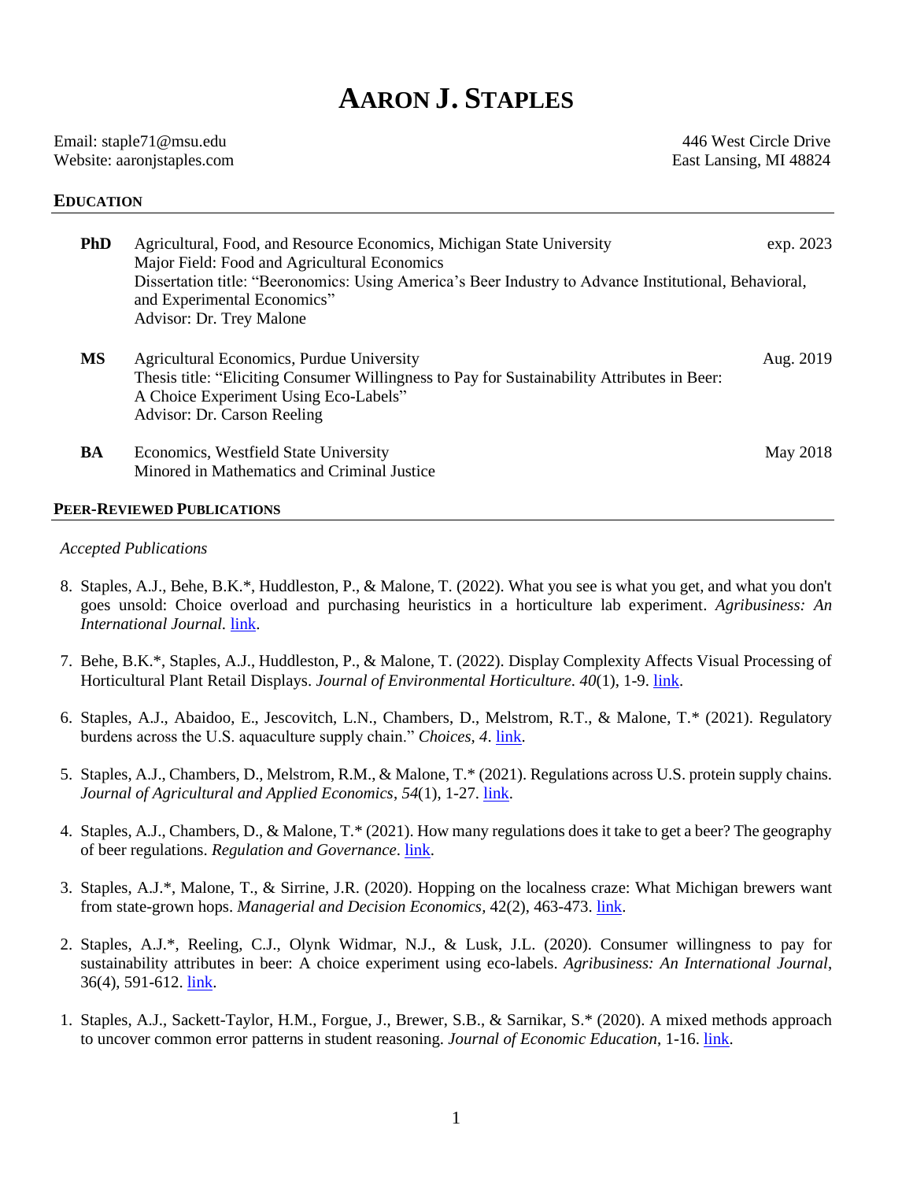# AARON J. STAPLES

Email: staple71@msu.edu
Website: aaronjstaples.com

446 West Circle Drive
East Lansing, MI 48824

## EDUCATION

**PhD** Agricultural, Food, and Resource Economics, Michigan State University — exp. 2023
Major Field: Food and Agricultural Economics
Dissertation title: "Beeronomics: Using America's Beer Industry to Advance Institutional, Behavioral, and Experimental Economics"
Advisor: Dr. Trey Malone

**MS** Agricultural Economics, Purdue University — Aug. 2019
Thesis title: "Eliciting Consumer Willingness to Pay for Sustainability Attributes in Beer: A Choice Experiment Using Eco-Labels"
Advisor: Dr. Carson Reeling

**BA** Economics, Westfield State University — May 2018
Minored in Mathematics and Criminal Justice

## PEER-REVIEWED PUBLICATIONS

*Accepted Publications*

8. Staples, A.J., Behe, B.K.*, Huddleston, P., & Malone, T. (2022). What you see is what you get, and what you don't goes unsold: Choice overload and purchasing heuristics in a horticulture lab experiment. *Agribusiness: An International Journal.* link.

7. Behe, B.K.*, Staples, A.J., Huddleston, P., & Malone, T. (2022). Display Complexity Affects Visual Processing of Horticultural Plant Retail Displays. *Journal of Environmental Horticulture. 40*(1), 1-9. link.

6. Staples, A.J., Abaidoo, E., Jescovitch, L.N., Chambers, D., Melstrom, R.T., & Malone, T.* (2021). Regulatory burdens across the U.S. aquaculture supply chain." *Choices, 4*. link.

5. Staples, A.J., Chambers, D., Melstrom, R.M., & Malone, T.* (2021). Regulations across U.S. protein supply chains. *Journal of Agricultural and Applied Economics*, *54*(1), 1-27. link.

4. Staples, A.J., Chambers, D., & Malone, T.* (2021). How many regulations does it take to get a beer? The geography of beer regulations. *Regulation and Governance*. link.

3. Staples, A.J.*, Malone, T., & Sirrine, J.R. (2020). Hopping on the localness craze: What Michigan brewers want from state-grown hops. *Managerial and Decision Economics*, 42(2), 463-473. link.

2. Staples, A.J.*, Reeling, C.J., Olynk Widmar, N.J., & Lusk, J.L. (2020). Consumer willingness to pay for sustainability attributes in beer: A choice experiment using eco-labels. *Agribusiness: An International Journal*, 36(4), 591-612. link.

1. Staples, A.J., Sackett-Taylor, H.M., Forgue, J., Brewer, S.B., & Sarnikar, S.* (2020). A mixed methods approach to uncover common error patterns in student reasoning. *Journal of Economic Education*, 1-16. link.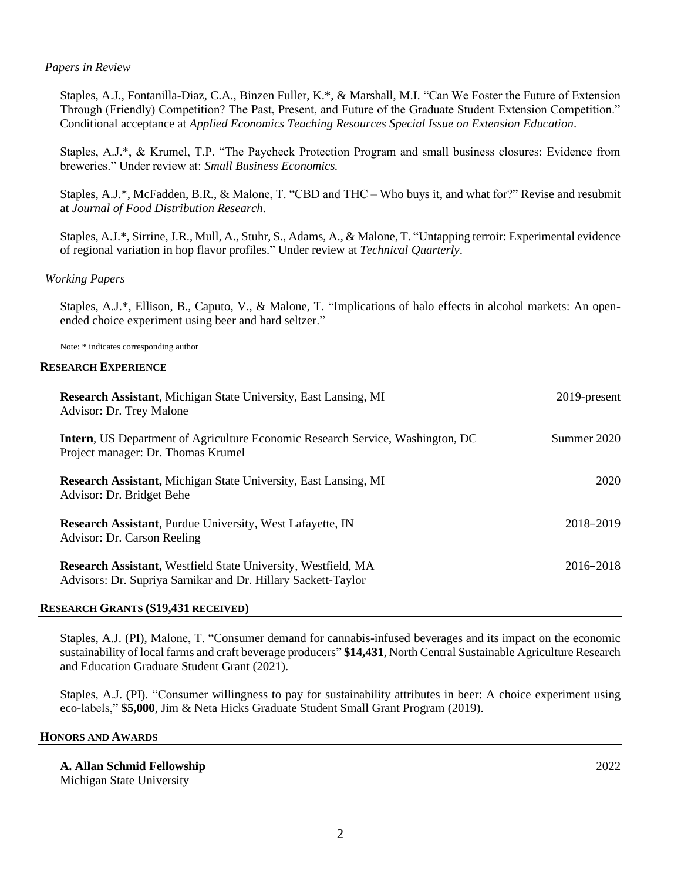*Papers in Review*

Staples, A.J., Fontanilla-Diaz, C.A., Binzen Fuller, K.*, & Marshall, M.I. "Can We Foster the Future of Extension Through (Friendly) Competition? The Past, Present, and Future of the Graduate Student Extension Competition." Conditional acceptance at *Applied Economics Teaching Resources Special Issue on Extension Education*.

Staples, A.J.*, & Krumel, T.P. "The Paycheck Protection Program and small business closures: Evidence from breweries." Under review at: *Small Business Economics.*

Staples, A.J.*, McFadden, B.R., & Malone, T. "CBD and THC – Who buys it, and what for?" Revise and resubmit at *Journal of Food Distribution Research.*

Staples, A.J.*, Sirrine, J.R., Mull, A., Stuhr, S., Adams, A., & Malone, T. "Untapping terroir: Experimental evidence of regional variation in hop flavor profiles." Under review at *Technical Quarterly*.

*Working Papers*

Staples, A.J.*, Ellison, B., Caputo, V., & Malone, T. "Implications of halo effects in alcohol markets: An open-ended choice experiment using beer and hard seltzer."

Note: * indicates corresponding author

## RESEARCH EXPERIENCE

**Research Assistant**, Michigan State University, East Lansing, MI — 2019-present
Advisor: Dr. Trey Malone

**Intern**, US Department of Agriculture Economic Research Service, Washington, DC — Summer 2020
Project manager: Dr. Thomas Krumel

**Research Assistant,** Michigan State University, East Lansing, MI — 2020
Advisor: Dr. Bridget Behe

**Research Assistant**, Purdue University, West Lafayette, IN — 2018–2019
Advisor: Dr. Carson Reeling

**Research Assistant,** Westfield State University, Westfield, MA — 2016–2018
Advisors: Dr. Supriya Sarnikar and Dr. Hillary Sackett-Taylor

## RESEARCH GRANTS ($19,431 RECEIVED)

Staples, A.J. (PI), Malone, T. "Consumer demand for cannabis-infused beverages and its impact on the economic sustainability of local farms and craft beverage producers" **$14,431**, North Central Sustainable Agriculture Research and Education Graduate Student Grant (2021).

Staples, A.J. (PI). "Consumer willingness to pay for sustainability attributes in beer: A choice experiment using eco-labels," **$5,000**, Jim & Neta Hicks Graduate Student Small Grant Program (2019).

## HONORS AND AWARDS

**A. Allan Schmid Fellowship** — 2022
Michigan State University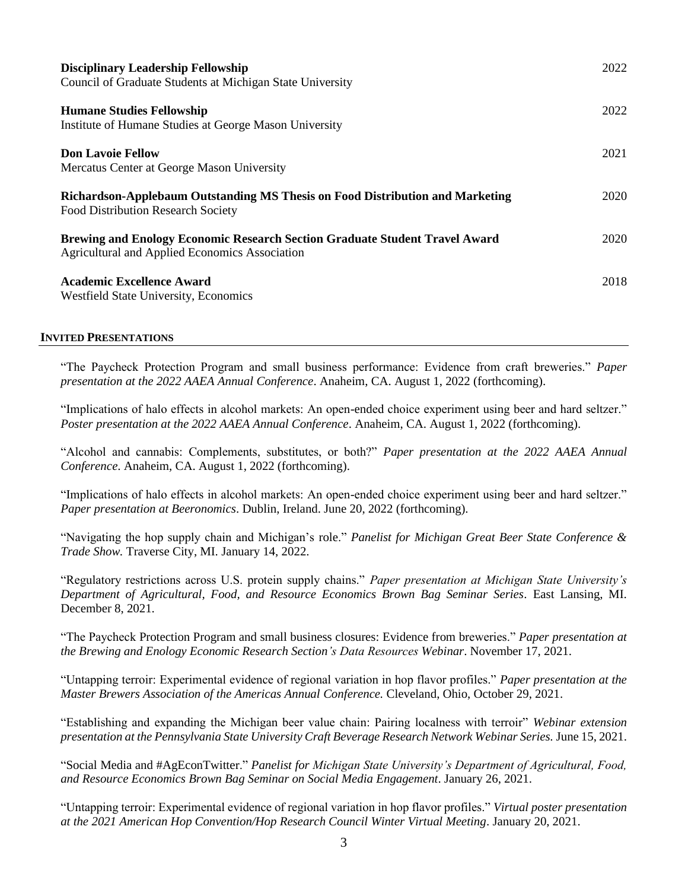**Disciplinary Leadership Fellowship** 2022
Council of Graduate Students at Michigan State University

**Humane Studies Fellowship** 2022
Institute of Humane Studies at George Mason University

**Don Lavoie Fellow** 2021
Mercatus Center at George Mason University

**Richardson-Applebaum Outstanding MS Thesis on Food Distribution and Marketing** 2020
Food Distribution Research Society

**Brewing and Enology Economic Research Section Graduate Student Travel Award** 2020
Agricultural and Applied Economics Association

**Academic Excellence Award** 2018
Westfield State University, Economics

## INVITED PRESENTATIONS

"The Paycheck Protection Program and small business performance: Evidence from craft breweries." *Paper presentation at the 2022 AAEA Annual Conference*. Anaheim, CA. August 1, 2022 (forthcoming).

"Implications of halo effects in alcohol markets: An open-ended choice experiment using beer and hard seltzer." *Poster presentation at the 2022 AAEA Annual Conference*. Anaheim, CA. August 1, 2022 (forthcoming).

"Alcohol and cannabis: Complements, substitutes, or both?" *Paper presentation at the 2022 AAEA Annual Conference*. Anaheim, CA. August 1, 2022 (forthcoming).

"Implications of halo effects in alcohol markets: An open-ended choice experiment using beer and hard seltzer." *Paper presentation at Beeronomics*. Dublin, Ireland. June 20, 2022 (forthcoming).

"Navigating the hop supply chain and Michigan's role." *Panelist for Michigan Great Beer State Conference & Trade Show.* Traverse City, MI. January 14, 2022.

"Regulatory restrictions across U.S. protein supply chains." *Paper presentation at Michigan State University's Department of Agricultural, Food, and Resource Economics Brown Bag Seminar Series*. East Lansing, MI. December 8, 2021.

"The Paycheck Protection Program and small business closures: Evidence from breweries." *Paper presentation at the Brewing and Enology Economic Research Section's Data Resources Webinar*. November 17, 2021.

"Untapping terroir: Experimental evidence of regional variation in hop flavor profiles." *Paper presentation at the Master Brewers Association of the Americas Annual Conference.* Cleveland, Ohio, October 29, 2021.

"Establishing and expanding the Michigan beer value chain: Pairing localness with terroir" *Webinar extension presentation at the Pennsylvania State University Craft Beverage Research Network Webinar Series.* June 15, 2021.

"Social Media and #AgEconTwitter." *Panelist for Michigan State University's Department of Agricultural, Food, and Resource Economics Brown Bag Seminar on Social Media Engagement*. January 26, 2021.

"Untapping terroir: Experimental evidence of regional variation in hop flavor profiles." *Virtual poster presentation at the 2021 American Hop Convention/Hop Research Council Winter Virtual Meeting*. January 20, 2021.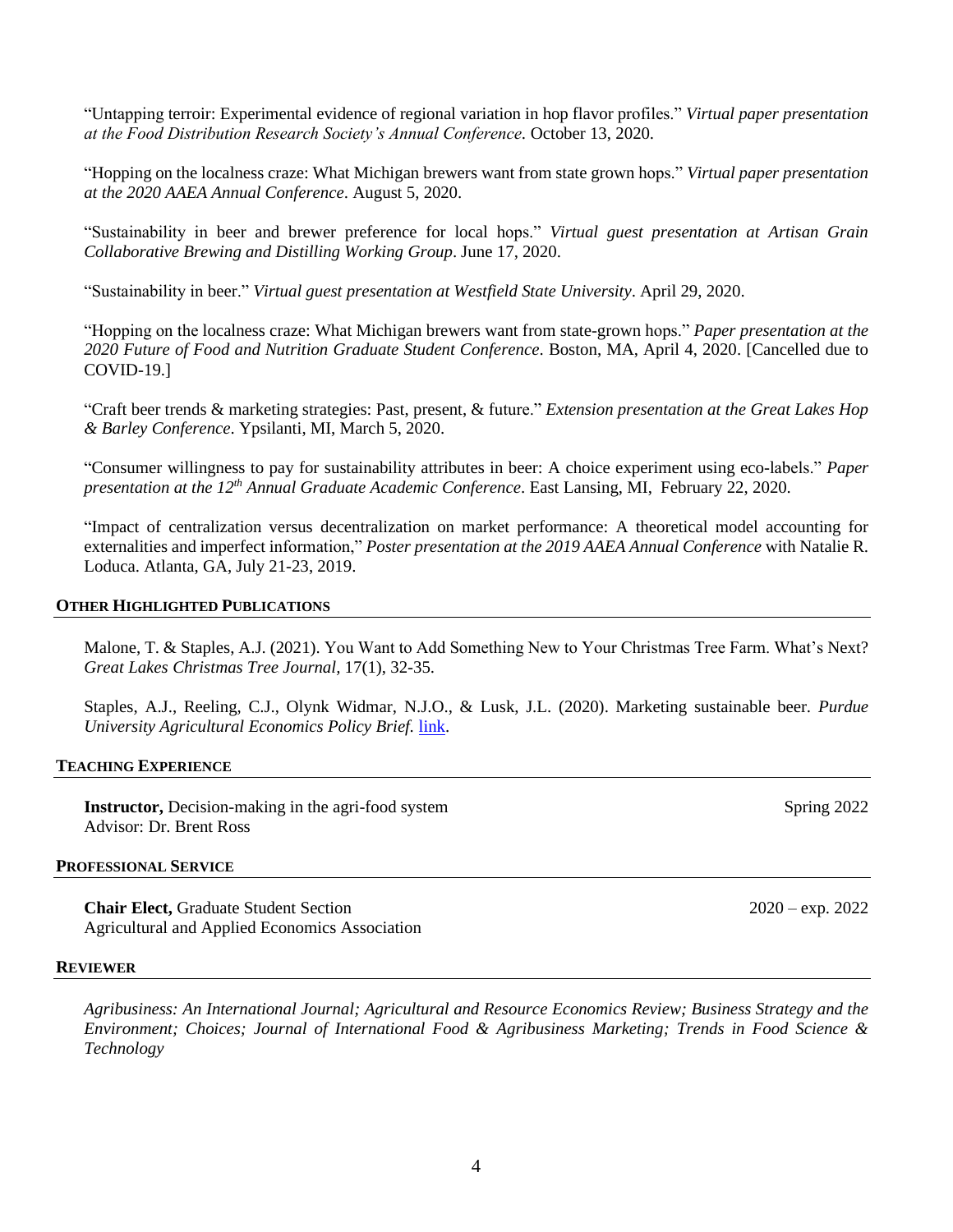"Untapping terroir: Experimental evidence of regional variation in hop flavor profiles." *Virtual paper presentation at the Food Distribution Research Society's Annual Conference*. October 13, 2020.

"Hopping on the localness craze: What Michigan brewers want from state grown hops." *Virtual paper presentation at the 2020 AAEA Annual Conference*. August 5, 2020.

"Sustainability in beer and brewer preference for local hops." *Virtual guest presentation at Artisan Grain Collaborative Brewing and Distilling Working Group*. June 17, 2020.

"Sustainability in beer." *Virtual guest presentation at Westfield State University*. April 29, 2020.

"Hopping on the localness craze: What Michigan brewers want from state-grown hops." *Paper presentation at the 2020 Future of Food and Nutrition Graduate Student Conference*. Boston, MA, April 4, 2020. [Cancelled due to COVID-19.]

"Craft beer trends & marketing strategies: Past, present, & future." *Extension presentation at the Great Lakes Hop & Barley Conference*. Ypsilanti, MI, March 5, 2020.

"Consumer willingness to pay for sustainability attributes in beer: A choice experiment using eco-labels." *Paper presentation at the 12th Annual Graduate Academic Conference*. East Lansing, MI, February 22, 2020.

"Impact of centralization versus decentralization on market performance: A theoretical model accounting for externalities and imperfect information," *Poster presentation at the 2019 AAEA Annual Conference* with Natalie R. Loduca. Atlanta, GA, July 21-23, 2019.

## OTHER HIGHLIGHTED PUBLICATIONS

Malone, T. & Staples, A.J. (2021). You Want to Add Something New to Your Christmas Tree Farm. What's Next? *Great Lakes Christmas Tree Journal,* 17(1), 32-35.

Staples, A.J., Reeling, C.J., Olynk Widmar, N.J.O., & Lusk, J.L. (2020). Marketing sustainable beer. *Purdue University Agricultural Economics Policy Brief.* link.

## TEACHING EXPERIENCE

**Instructor,** Decision-making in the agri-food system — Spring 2022
Advisor: Dr. Brent Ross

## PROFESSIONAL SERVICE

**Chair Elect,** Graduate Student Section — 2020 – exp. 2022
Agricultural and Applied Economics Association

## REVIEWER

*Agribusiness: An International Journal; Agricultural and Resource Economics Review; Business Strategy and the Environment; Choices; Journal of International Food & Agribusiness Marketing; Trends in Food Science & Technology*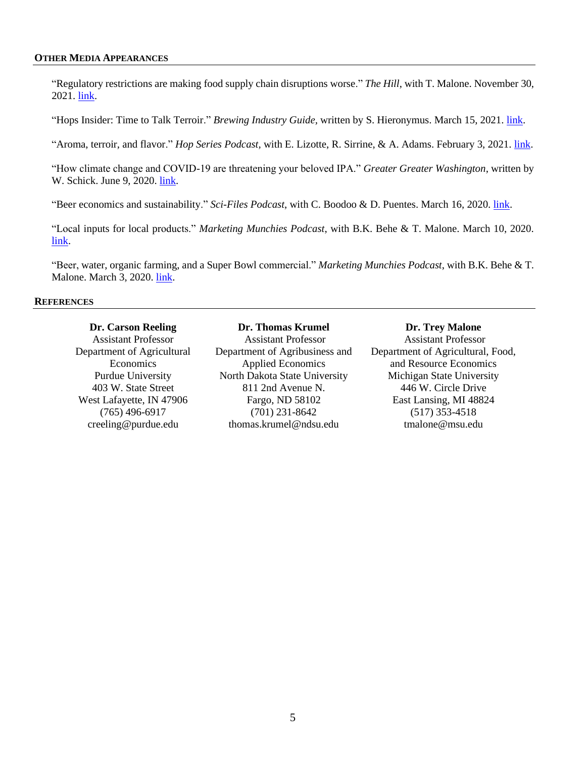## OTHER MEDIA APPEARANCES

"Regulatory restrictions are making food supply chain disruptions worse." *The Hill*, with T. Malone. November 30, 2021. link.

"Hops Insider: Time to Talk Terroir." *Brewing Industry Guide,* written by S. Hieronymus. March 15, 2021. link.

"Aroma, terroir, and flavor." *Hop Series Podcast*, with E. Lizotte, R. Sirrine, & A. Adams. February 3, 2021. link.

"How climate change and COVID-19 are threatening your beloved IPA." *Greater Greater Washington*, written by W. Schick. June 9, 2020. link.

"Beer economics and sustainability." *Sci-Files Podcast*, with C. Boodoo & D. Puentes. March 16, 2020. link.

"Local inputs for local products." *Marketing Munchies Podcast*, with B.K. Behe & T. Malone. March 10, 2020. link.

"Beer, water, organic farming, and a Super Bowl commercial." *Marketing Munchies Podcast*, with B.K. Behe & T. Malone. March 3, 2020. link.

## REFERENCES

**Dr. Carson Reeling**
Assistant Professor
Department of Agricultural Economics
Purdue University
403 W. State Street
West Lafayette, IN 47906
(765) 496-6917
creeling@purdue.edu

**Dr. Thomas Krumel**
Assistant Professor
Department of Agribusiness and Applied Economics
North Dakota State University
811 2nd Avenue N.
Fargo, ND 58102
(701) 231-8642
thomas.krumel@ndsu.edu

**Dr. Trey Malone**
Assistant Professor
Department of Agricultural, Food, and Resource Economics
Michigan State University
446 W. Circle Drive
East Lansing, MI 48824
(517) 353-4518
tmalone@msu.edu